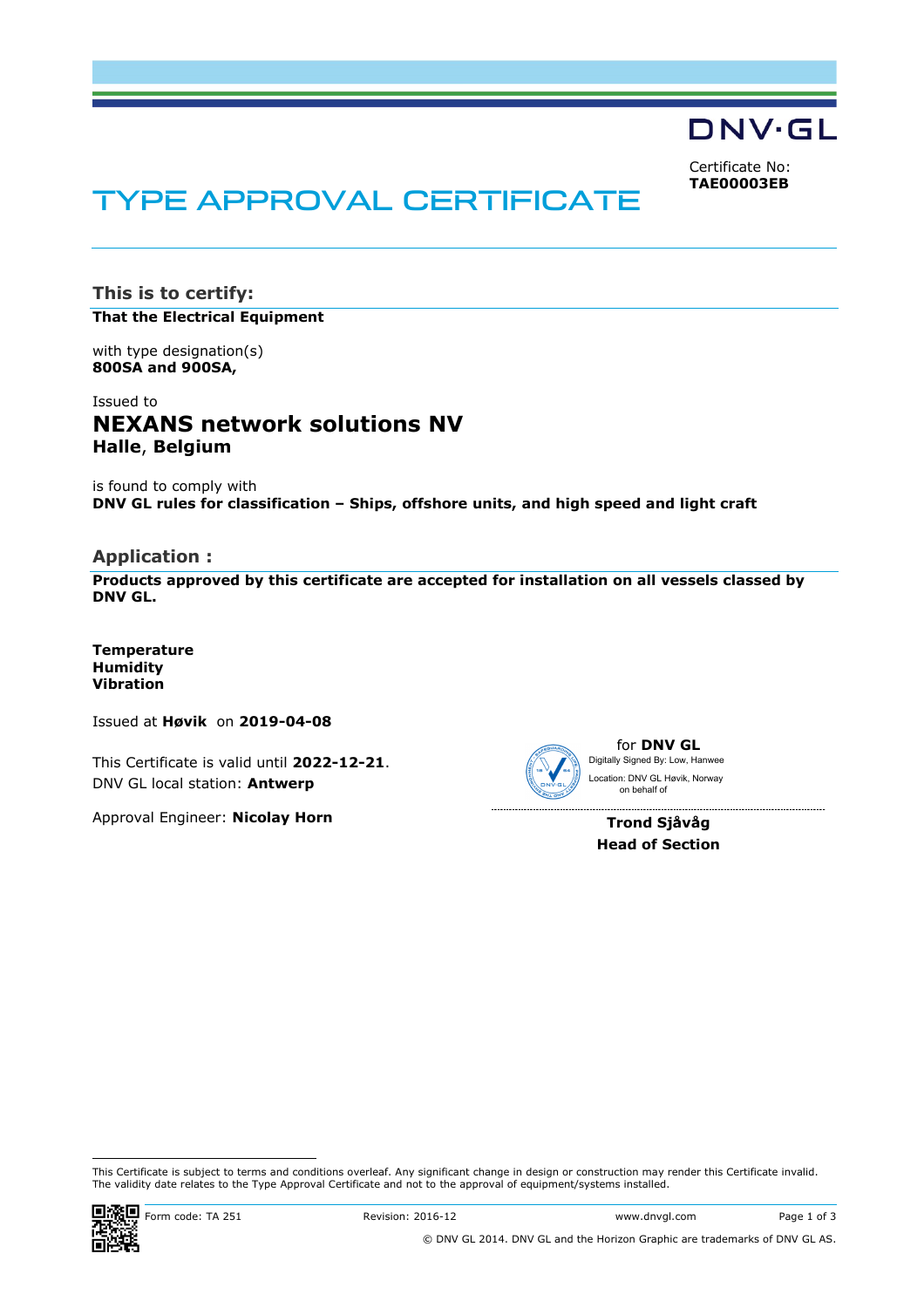DNV·GL

Certificate No:
**TAE00003EB**

# TYPE APPROVAL CERTIFICATE

## This is to certify:

**That the Electrical Equipment**

with type designation(s)
**800SA and 900SA,**

Issued to
## NEXANS network solutions NV
**Halle, Belgium**

is found to comply with
**DNV GL rules for classification – Ships, offshore units, and high speed and light craft**

## Application :

**Products approved by this certificate are accepted for installation on all vessels classed by DNV GL.**

**Temperature**
**Humidity**
**Vibration**

Issued at **Høvik** on **2019-04-08**

This Certificate is valid until **2022-12-21**.
DNV GL local station: **Antwerp**

Approval Engineer: **Nicolay Horn**

for **DNV GL**
Digitally Signed By: Low, Hanwee
Location: DNV GL Høvik, Norway
on behalf of

**Trond Sjåvåg**
**Head of Section**

This Certificate is subject to terms and conditions overleaf. Any significant change in design or construction may render this Certificate invalid. The validity date relates to the Type Approval Certificate and not to the approval of equipment/systems installed.

Form code: TA 251 Revision: 2016-12 www.dnvgl.com

© DNV GL 2014. DNV GL and the Horizon Graphic are trademarks of DNV GL AS.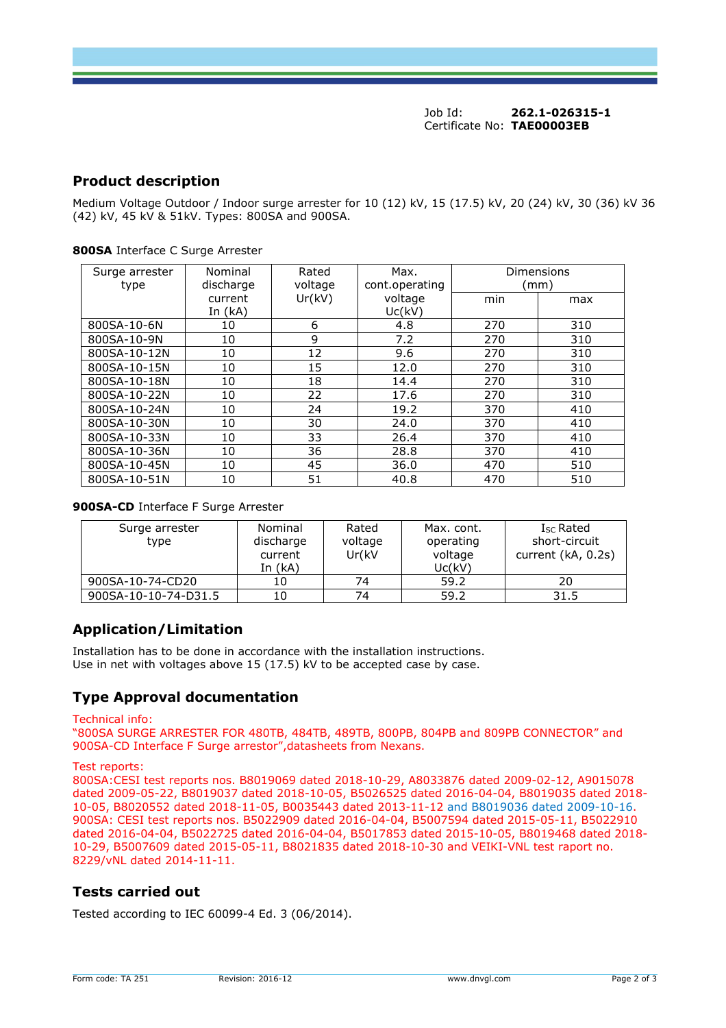Job Id: **262.1-026315-1**
Certificate No: **TAE00003EB**

## Product description

Medium Voltage Outdoor / Indoor surge arrester for 10 (12) kV, 15 (17.5) kV, 20 (24) kV, 30 (36) kV 36 (42) kV, 45 kV & 51kV. Types: 800SA and 900SA.

**800SA** Interface C Surge Arrester

| Surge arrester type | Nominal discharge current In (kA) | Rated voltage Ur(kV) | Max. cont.operating voltage Uc(kV) | Dimensions (mm) | |
|---|---|---|---|---|---|
| | | | | min | max |
| 800SA-10-6N | 10 | 6 | 4.8 | 270 | 310 |
| 800SA-10-9N | 10 | 9 | 7.2 | 270 | 310 |
| 800SA-10-12N | 10 | 12 | 9.6 | 270 | 310 |
| 800SA-10-15N | 10 | 15 | 12.0 | 270 | 310 |
| 800SA-10-18N | 10 | 18 | 14.4 | 270 | 310 |
| 800SA-10-22N | 10 | 22 | 17.6 | 270 | 310 |
| 800SA-10-24N | 10 | 24 | 19.2 | 370 | 410 |
| 800SA-10-30N | 10 | 30 | 24.0 | 370 | 410 |
| 800SA-10-33N | 10 | 33 | 26.4 | 370 | 410 |
| 800SA-10-36N | 10 | 36 | 28.8 | 370 | 410 |
| 800SA-10-45N | 10 | 45 | 36.0 | 470 | 510 |
| 800SA-10-51N | 10 | 51 | 40.8 | 470 | 510 |

**900SA-CD** Interface F Surge Arrester

| Surge arrester type | Nominal discharge current In (kA) | Rated voltage Ur(kV | Max. cont. operating voltage Uc(kV) | $I_{SC}$ Rated short-circuit current (kA, 0.2s) |
|---|---|---|---|---|
| 900SA-10-74-CD20 | 10 | 74 | 59.2 | 20 |
| 900SA-10-10-74-D31.5 | 10 | 74 | 59.2 | 31.5 |

## Application/Limitation

Installation has to be done in accordance with the installation instructions.
Use in net with voltages above 15 (17.5) kV to be accepted case by case.

## Type Approval documentation

Technical info:
"800SA SURGE ARRESTER FOR 480TB, 484TB, 489TB, 800PB, 804PB and 809PB CONNECTOR" and 900SA-CD Interface F Surge arrestor",datasheets from Nexans.

Test reports:
800SA:CESI test reports nos. B8019069 dated 2018-10-29, A8033876 dated 2009-02-12, A9015078 dated 2009-05-22, B8019037 dated 2018-10-05, B5026525 dated 2016-04-04, B8019035 dated 2018-10-05, B8020552 dated 2018-11-05, B0035443 dated 2013-11-12 and B8019036 dated 2009-10-16.
900SA: CESI test reports nos. B5022909 dated 2016-04-04, B5007594 dated 2015-05-11, B5022910 dated 2016-04-04, B5022725 dated 2016-04-04, B5017853 dated 2015-10-05, B8019468 dated 2018-10-29, B5007609 dated 2015-05-11, B8021835 dated 2018-10-30 and VEIKI-VNL test raport no. 8229/vNL dated 2014-11-11.

## Tests carried out

Tested according to IEC 60099-4 Ed. 3 (06/2014).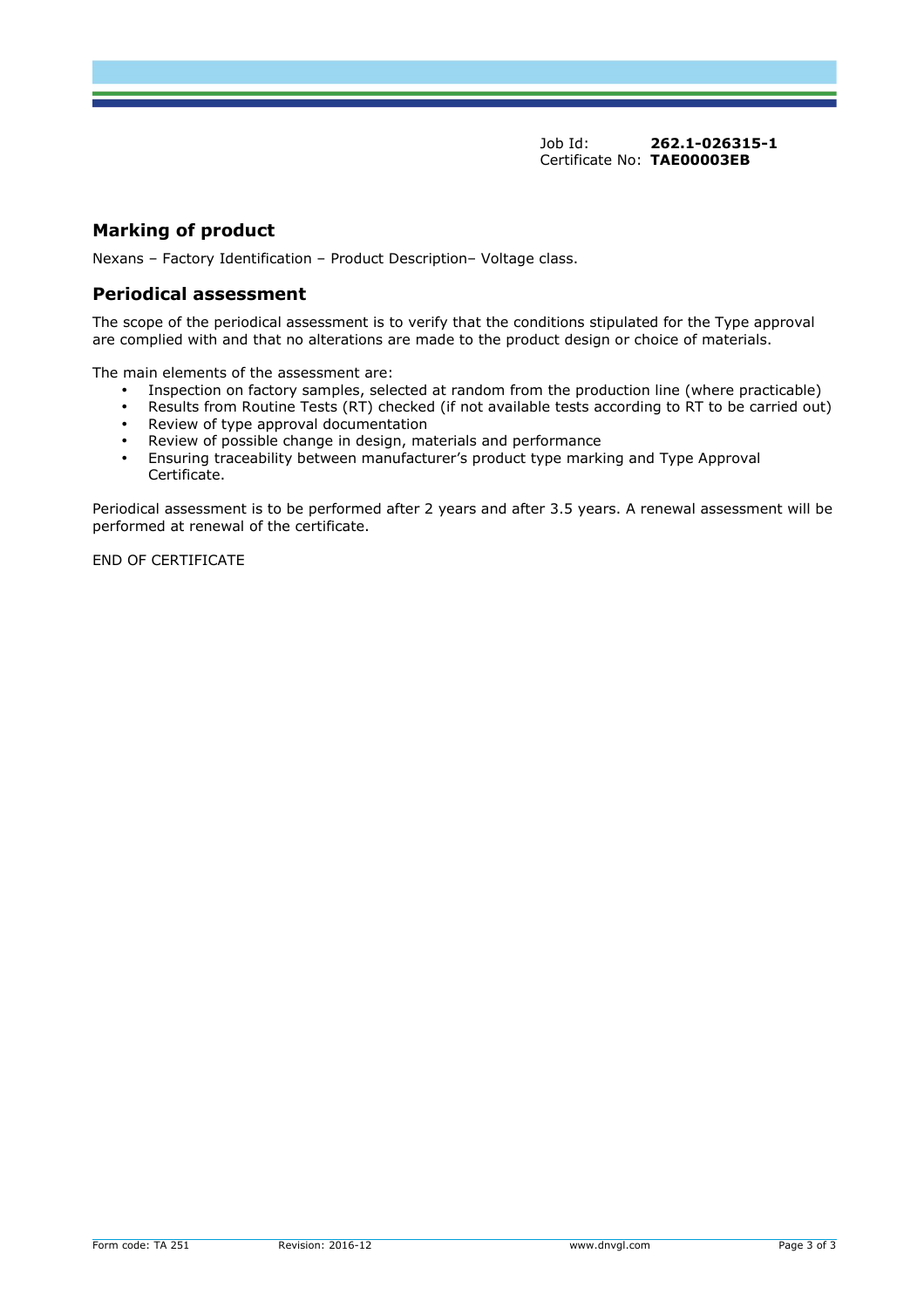Job Id: **262.1-026315-1**
Certificate No: **TAE00003EB**

## Marking of product

Nexans – Factory Identification – Product Description– Voltage class.

## Periodical assessment

The scope of the periodical assessment is to verify that the conditions stipulated for the Type approval are complied with and that no alterations are made to the product design or choice of materials.

The main elements of the assessment are:

- Inspection on factory samples, selected at random from the production line (where practicable)
- Results from Routine Tests (RT) checked (if not available tests according to RT to be carried out)
- Review of type approval documentation
- Review of possible change in design, materials and performance
- Ensuring traceability between manufacturer's product type marking and Type Approval Certificate.

Periodical assessment is to be performed after 2 years and after 3.5 years. A renewal assessment will be performed at renewal of the certificate.

END OF CERTIFICATE